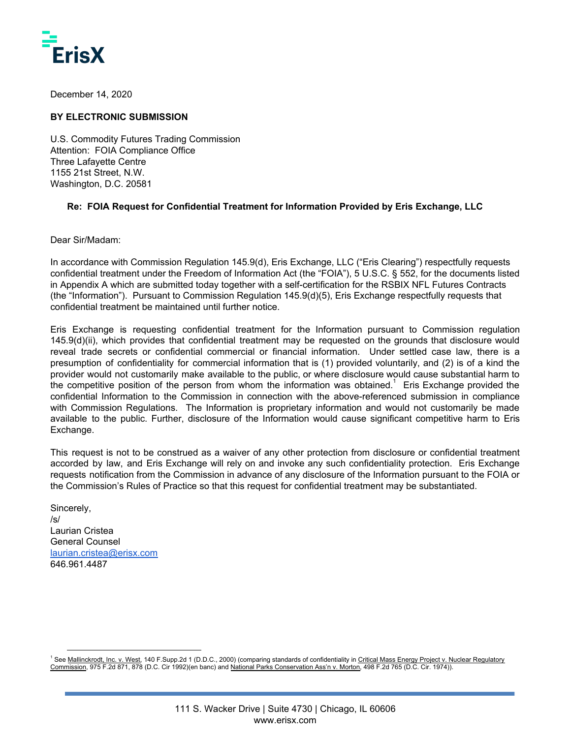# ErisX

December 14, 2020

**BY ELECTRONIC SUBMISSION**

U.S. Commodity Futures Trading Commission
Attention: FOIA Compliance Office
Three Lafayette Centre
1155 21st Street, N.W.
Washington, D.C. 20581

**Re: FOIA Request for Confidential Treatment for Information Provided by Eris Exchange, LLC**

Dear Sir/Madam:

In accordance with Commission Regulation 145.9(d), Eris Exchange, LLC ("Eris Clearing") respectfully requests confidential treatment under the Freedom of Information Act (the "FOIA"), 5 U.S.C. § 552, for the documents listed in Appendix A which are submitted today together with a self-certification for the RSBIX NFL Futures Contracts (the "Information"). Pursuant to Commission Regulation 145.9(d)(5), Eris Exchange respectfully requests that confidential treatment be maintained until further notice.

Eris Exchange is requesting confidential treatment for the Information pursuant to Commission regulation 145.9(d)(ii), which provides that confidential treatment may be requested on the grounds that disclosure would reveal trade secrets or confidential commercial or financial information. Under settled case law, there is a presumption of confidentiality for commercial information that is (1) provided voluntarily, and (2) is of a kind the provider would not customarily make available to the public, or where disclosure would cause substantial harm to the competitive position of the person from whom the information was obtained.[1] Eris Exchange provided the confidential Information to the Commission in connection with the above-referenced submission in compliance with Commission Regulations. The Information is proprietary information and would not customarily be made available to the public. Further, disclosure of the Information would cause significant competitive harm to Eris Exchange.

This request is not to be construed as a waiver of any other protection from disclosure or confidential treatment accorded by law, and Eris Exchange will rely on and invoke any such confidentiality protection. Eris Exchange requests notification from the Commission in advance of any disclosure of the Information pursuant to the FOIA or the Commission's Rules of Practice so that this request for confidential treatment may be substantiated.

Sincerely,
/s/
Laurian Cristea
General Counsel
laurian.cristea@erisx.com
646.961.4487

---

[1] See Mallinckrodt, Inc. v. West, 140 F.Supp.2d 1 (D.D.C., 2000) (comparing standards of confidentiality in Critical Mass Energy Project v. Nuclear Regulatory Commission, 975 F.2d 871, 878 (D.C. Cir 1992)(en banc) and National Parks Conservation Ass'n v. Morton, 498 F.2d 765 (D.C. Cir. 1974)).

111 S. Wacker Drive | Suite 4730 | Chicago, IL 60606
www.erisx.com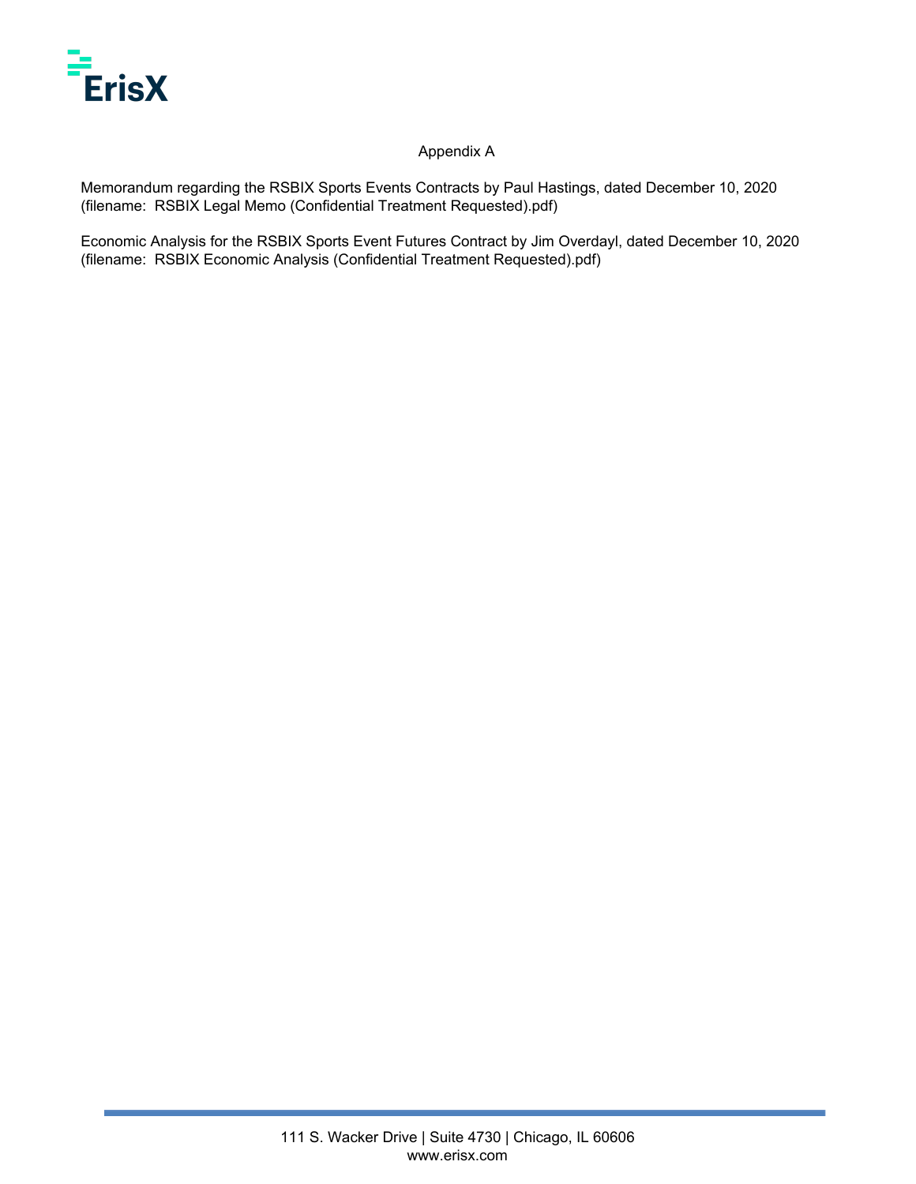Appendix A

Memorandum regarding the RSBIX Sports Events Contracts by Paul Hastings, dated December 10, 2020 (filename: RSBIX Legal Memo (Confidential Treatment Requested).pdf)

Economic Analysis for the RSBIX Sports Event Futures Contract by Jim Overdayl, dated December 10, 2020 (filename: RSBIX Economic Analysis (Confidential Treatment Requested).pdf)